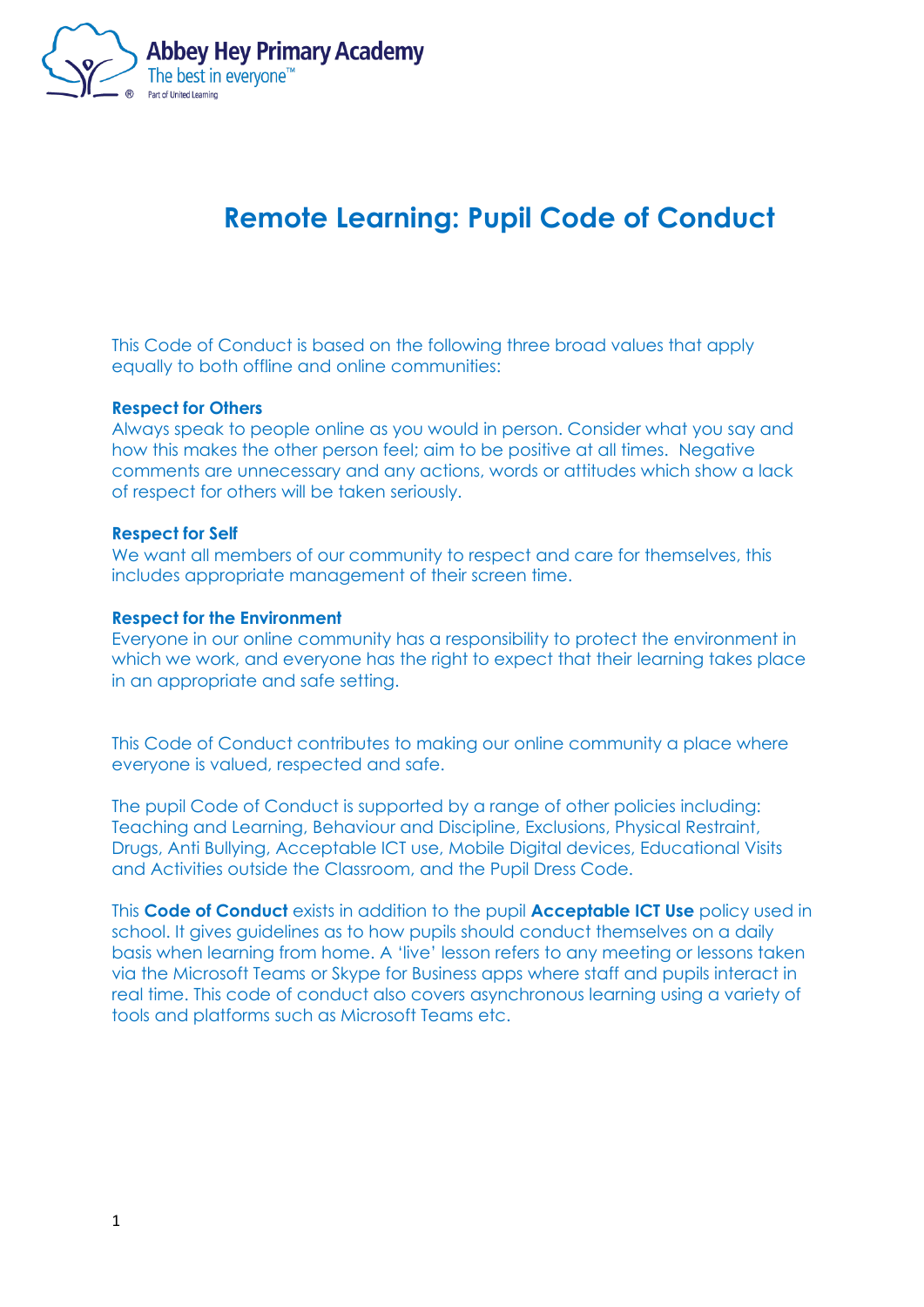Abbey Hey Primary Academy
The best in everyone™
Part of United Learning

# Remote Learning: Pupil Code of Conduct

This Code of Conduct is based on the following three broad values that apply equally to both offline and online communities:

**Respect for Others**
Always speak to people online as you would in person. Consider what you say and how this makes the other person feel; aim to be positive at all times. Negative comments are unnecessary and any actions, words or attitudes which show a lack of respect for others will be taken seriously.

**Respect for Self**
We want all members of our community to respect and care for themselves, this includes appropriate management of their screen time.

**Respect for the Environment**
Everyone in our online community has a responsibility to protect the environment in which we work, and everyone has the right to expect that their learning takes place in an appropriate and safe setting.

This Code of Conduct contributes to making our online community a place where everyone is valued, respected and safe.

The pupil Code of Conduct is supported by a range of other policies including: Teaching and Learning, Behaviour and Discipline, Exclusions, Physical Restraint, Drugs, Anti Bullying, Acceptable ICT use, Mobile Digital devices, Educational Visits and Activities outside the Classroom, and the Pupil Dress Code.

This **Code of Conduct** exists in addition to the pupil **Acceptable ICT Use** policy used in school. It gives guidelines as to how pupils should conduct themselves on a daily basis when learning from home. A 'live' lesson refers to any meeting or lessons taken via the Microsoft Teams or Skype for Business apps where staff and pupils interact in real time. This code of conduct also covers asynchronous learning using a variety of tools and platforms such as Microsoft Teams etc.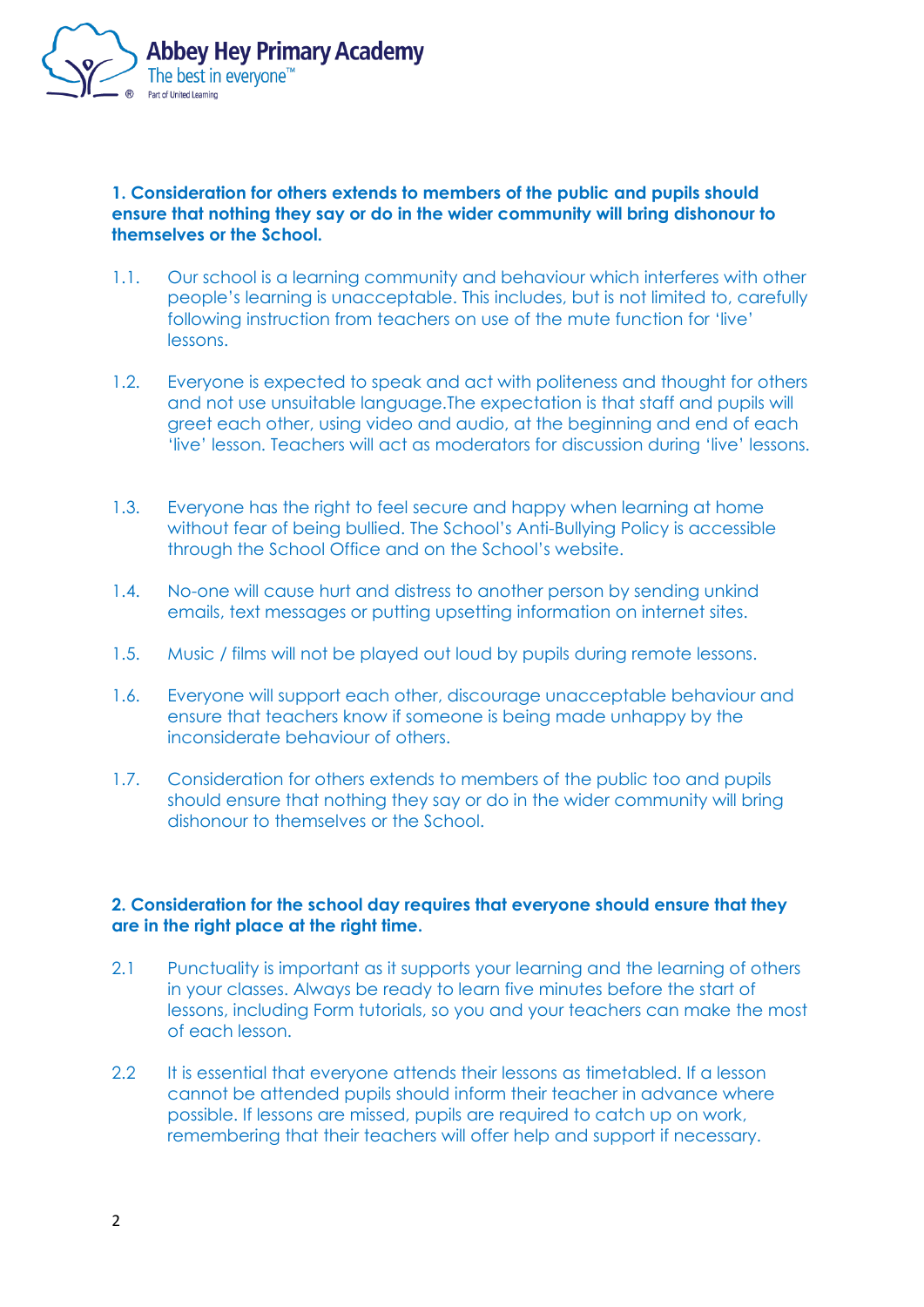**1. Consideration for others extends to members of the public and pupils should ensure that nothing they say or do in the wider community will bring dishonour to themselves or the School.**

1.1. Our school is a learning community and behaviour which interferes with other people's learning is unacceptable. This includes, but is not limited to, carefully following instruction from teachers on use of the mute function for 'live' lessons.

1.2. Everyone is expected to speak and act with politeness and thought for others and not use unsuitable language.The expectation is that staff and pupils will greet each other, using video and audio, at the beginning and end of each 'live' lesson. Teachers will act as moderators for discussion during 'live' lessons.

1.3. Everyone has the right to feel secure and happy when learning at home without fear of being bullied. The School's Anti-Bullying Policy is accessible through the School Office and on the School's website.

1.4. No-one will cause hurt and distress to another person by sending unkind emails, text messages or putting upsetting information on internet sites.

1.5. Music / films will not be played out loud by pupils during remote lessons.

1.6. Everyone will support each other, discourage unacceptable behaviour and ensure that teachers know if someone is being made unhappy by the inconsiderate behaviour of others.

1.7. Consideration for others extends to members of the public too and pupils should ensure that nothing they say or do in the wider community will bring dishonour to themselves or the School.

**2. Consideration for the school day requires that everyone should ensure that they are in the right place at the right time.**

2.1 Punctuality is important as it supports your learning and the learning of others in your classes. Always be ready to learn five minutes before the start of lessons, including Form tutorials, so you and your teachers can make the most of each lesson.

2.2 It is essential that everyone attends their lessons as timetabled. If a lesson cannot be attended pupils should inform their teacher in advance where possible. If lessons are missed, pupils are required to catch up on work, remembering that their teachers will offer help and support if necessary.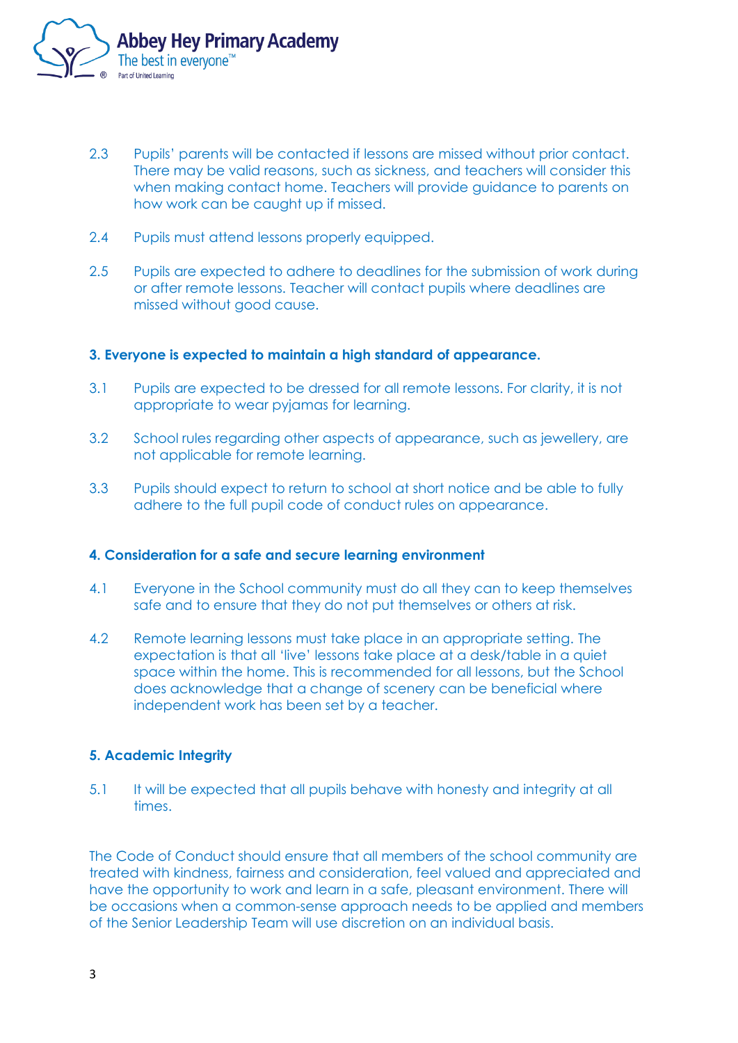2.3 Pupils' parents will be contacted if lessons are missed without prior contact. There may be valid reasons, such as sickness, and teachers will consider this when making contact home. Teachers will provide guidance to parents on how work can be caught up if missed.

2.4 Pupils must attend lessons properly equipped.

2.5 Pupils are expected to adhere to deadlines for the submission of work during or after remote lessons. Teacher will contact pupils where deadlines are missed without good cause.

**3. Everyone is expected to maintain a high standard of appearance.**

3.1 Pupils are expected to be dressed for all remote lessons. For clarity, it is not appropriate to wear pyjamas for learning.

3.2 School rules regarding other aspects of appearance, such as jewellery, are not applicable for remote learning.

3.3 Pupils should expect to return to school at short notice and be able to fully adhere to the full pupil code of conduct rules on appearance.

**4. Consideration for a safe and secure learning environment**

4.1 Everyone in the School community must do all they can to keep themselves safe and to ensure that they do not put themselves or others at risk.

4.2 Remote learning lessons must take place in an appropriate setting. The expectation is that all 'live' lessons take place at a desk/table in a quiet space within the home. This is recommended for all lessons, but the School does acknowledge that a change of scenery can be beneficial where independent work has been set by a teacher.

**5. Academic Integrity**

5.1 It will be expected that all pupils behave with honesty and integrity at all times.

The Code of Conduct should ensure that all members of the school community are treated with kindness, fairness and consideration, feel valued and appreciated and have the opportunity to work and learn in a safe, pleasant environment. There will be occasions when a common-sense approach needs to be applied and members of the Senior Leadership Team will use discretion on an individual basis.